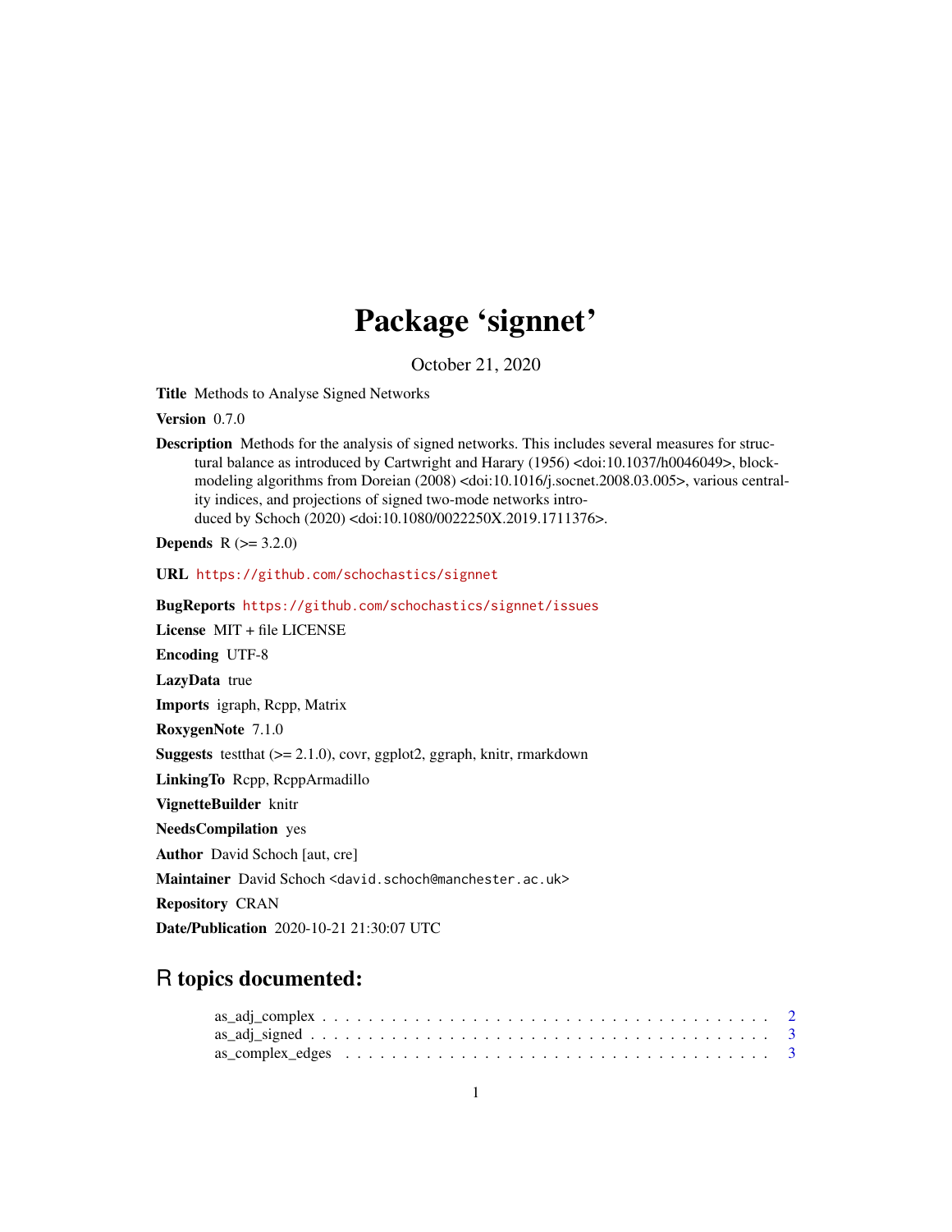# Package 'signnet'

October 21, 2020

**Title** Methods to Analyse Signed Networks

**Version** 0.7.0

**Description** Methods for the analysis of signed networks. This includes several measures for structural balance as introduced by Cartwright and Harary (1956) <doi:10.1037/h0046049>, blockmodeling algorithms from Doreian (2008) <doi:10.1016/j.socnet.2008.03.005>, various centrality indices, and projections of signed two-mode networks introduced by Schoch (2020) <doi:10.1080/0022250X.2019.1711376>.

**Depends** R (>= 3.2.0)

**URL** https://github.com/schochastics/signnet

**BugReports** https://github.com/schochastics/signnet/issues

**License** MIT + file LICENSE

**Encoding** UTF-8

**LazyData** true

**Imports** igraph, Rcpp, Matrix

**RoxygenNote** 7.1.0

**Suggests** testthat (>= 2.1.0), covr, ggplot2, ggraph, knitr, rmarkdown

**LinkingTo** Rcpp, RcppArmadillo

**VignetteBuilder** knitr

**NeedsCompilation** yes

**Author** David Schoch [aut, cre]

**Maintainer** David Schoch <david.schoch@manchester.ac.uk>

**Repository** CRAN

**Date/Publication** 2020-10-21 21:30:07 UTC

## R topics documented:

as_adj_complex . . . . . . . . . . . . . . . . . . . . . . . . . . . . . . . . . . . . 2
as_adj_signed . . . . . . . . . . . . . . . . . . . . . . . . . . . . . . . . . . . . 3
as_complex_edges . . . . . . . . . . . . . . . . . . . . . . . . . . . . . . . . . . . 3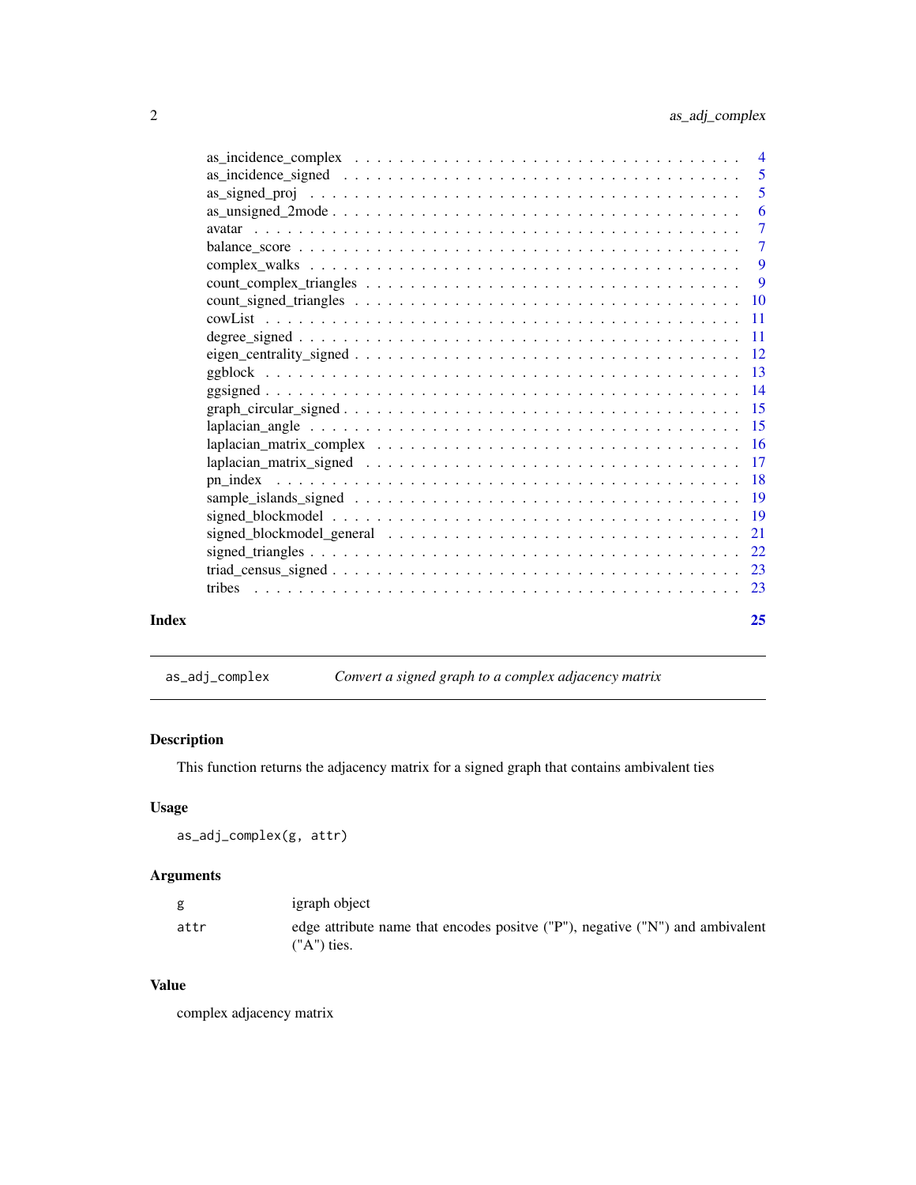as_incidence_complex . . . . . . . . . . . . . . . . . . . . . . . . . . . . . . . . . 4
as_incidence_signed . . . . . . . . . . . . . . . . . . . . . . . . . . . . . . . . . 5
as_signed_proj . . . . . . . . . . . . . . . . . . . . . . . . . . . . . . . . . 5
as_unsigned_2mode . . . . . . . . . . . . . . . . . . . . . . . . . . . . . . . . . 6
avatar . . . . . . . . . . . . . . . . . . . . . . . . . . . . . . . . . 7
balance_score . . . . . . . . . . . . . . . . . . . . . . . . . . . . . . . . . 7
complex_walks . . . . . . . . . . . . . . . . . . . . . . . . . . . . . . . . . 9
count_complex_triangles . . . . . . . . . . . . . . . . . . . . . . . . . . . . . . . . . 9
count_signed_triangles . . . . . . . . . . . . . . . . . . . . . . . . . . . . . . . . . 10
cowList . . . . . . . . . . . . . . . . . . . . . . . . . . . . . . . . . 11
degree_signed . . . . . . . . . . . . . . . . . . . . . . . . . . . . . . . . . 11
eigen_centrality_signed . . . . . . . . . . . . . . . . . . . . . . . . . . . . . . . . . 12
ggblock . . . . . . . . . . . . . . . . . . . . . . . . . . . . . . . . . 13
ggsigned . . . . . . . . . . . . . . . . . . . . . . . . . . . . . . . . . 14
graph_circular_signed . . . . . . . . . . . . . . . . . . . . . . . . . . . . . . . . . 15
laplacian_angle . . . . . . . . . . . . . . . . . . . . . . . . . . . . . . . . . 15
laplacian_matrix_complex . . . . . . . . . . . . . . . . . . . . . . . . . . . . . . . . . 16
laplacian_matrix_signed . . . . . . . . . . . . . . . . . . . . . . . . . . . . . . . . . 17
pn_index . . . . . . . . . . . . . . . . . . . . . . . . . . . . . . . . . 18
sample_islands_signed . . . . . . . . . . . . . . . . . . . . . . . . . . . . . . . . . 19
signed_blockmodel . . . . . . . . . . . . . . . . . . . . . . . . . . . . . . . . . 19
signed_blockmodel_general . . . . . . . . . . . . . . . . . . . . . . . . . . . . . . . . . 21
signed_triangles . . . . . . . . . . . . . . . . . . . . . . . . . . . . . . . . . 22
triad_census_signed . . . . . . . . . . . . . . . . . . . . . . . . . . . . . . . . . 23
tribes . . . . . . . . . . . . . . . . . . . . . . . . . . . . . . . . . 23

**Index** **25**

---

`as_adj_complex` *Convert a signed graph to a complex adjacency matrix*

---

## Description

This function returns the adjacency matrix for a signed graph that contains ambivalent ties

## Usage

```
as_adj_complex(g, attr)
```

## Arguments

| | |
|---|---|
| `g` | igraph object |
| `attr` | edge attribute name that encodes positve ("P"), negative ("N") and ambivalent ("A") ties. |

## Value

complex adjacency matrix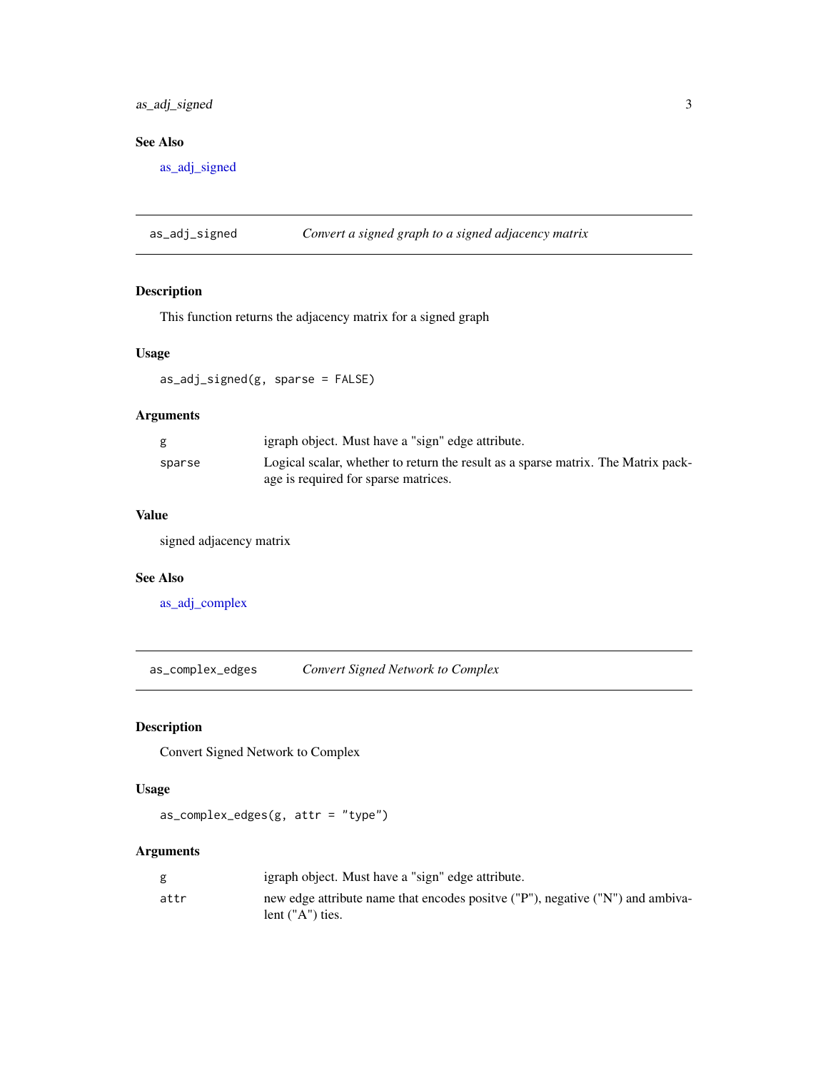### See Also

as_adj_signed

---

## as_adj_signed — *Convert a signed graph to a signed adjacency matrix*

### Description

This function returns the adjacency matrix for a signed graph

### Usage

```
as_adj_signed(g, sparse = FALSE)
```

### Arguments

| | |
|---|---|
| `g` | igraph object. Must have a "sign" edge attribute. |
| `sparse` | Logical scalar, whether to return the result as a sparse matrix. The Matrix package is required for sparse matrices. |

### Value

signed adjacency matrix

### See Also

as_adj_complex

---

## as_complex_edges — *Convert Signed Network to Complex*

### Description

Convert Signed Network to Complex

### Usage

```
as_complex_edges(g, attr = "type")
```

### Arguments

| | |
|---|---|
| `g` | igraph object. Must have a "sign" edge attribute. |
| `attr` | new edge attribute name that encodes positve ("P"), negative ("N") and ambivalent ("A") ties. |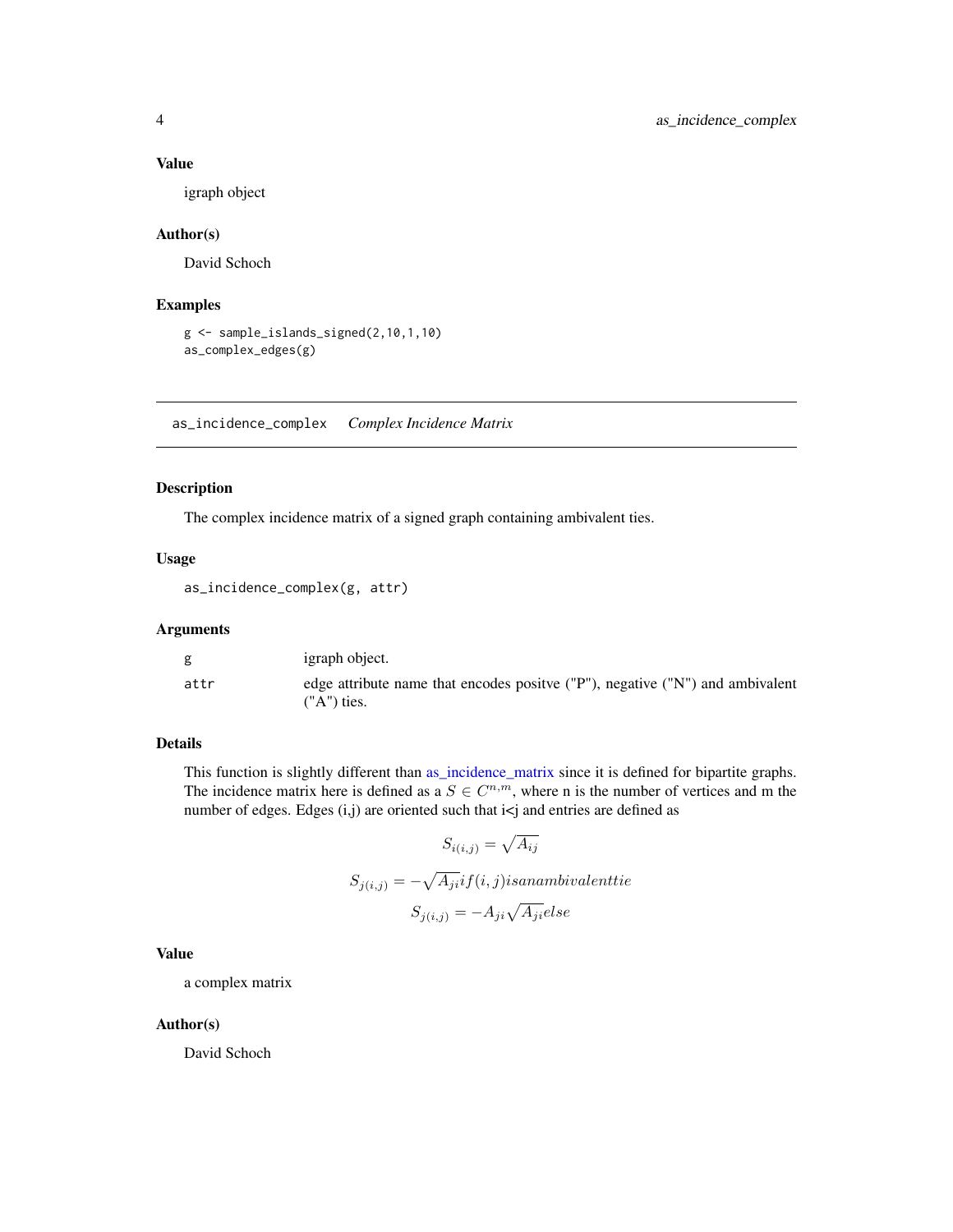## Value

igraph object

## Author(s)

David Schoch

## Examples

```
g <- sample_islands_signed(2,10,1,10)
as_complex_edges(g)
```

---

# as_incidence_complex *Complex Incidence Matrix*

## Description

The complex incidence matrix of a signed graph containing ambivalent ties.

## Usage

```
as_incidence_complex(g, attr)
```

## Arguments

| | |
|---|---|
| g | igraph object. |
| attr | edge attribute name that encodes positve ("P"), negative ("N") and ambivalent ("A") ties. |

## Details

This function is slightly different than as_incidence_matrix since it is defined for bipartite graphs. The incidence matrix here is defined as a $S \in C^{n,m}$, where n is the number of vertices and m the number of edges. Edges (i,j) are oriented such that i<j and entries are defined as

$$S_{i(i,j)} = \sqrt{A_{ij}}$$

$$S_{j(i,j)} = -\sqrt{A_{ji}} if (i,j) is an ambivalent tie$$

$$S_{j(i,j)} = -A_{ji}\sqrt{A_{ji}} else$$

## Value

a complex matrix

## Author(s)

David Schoch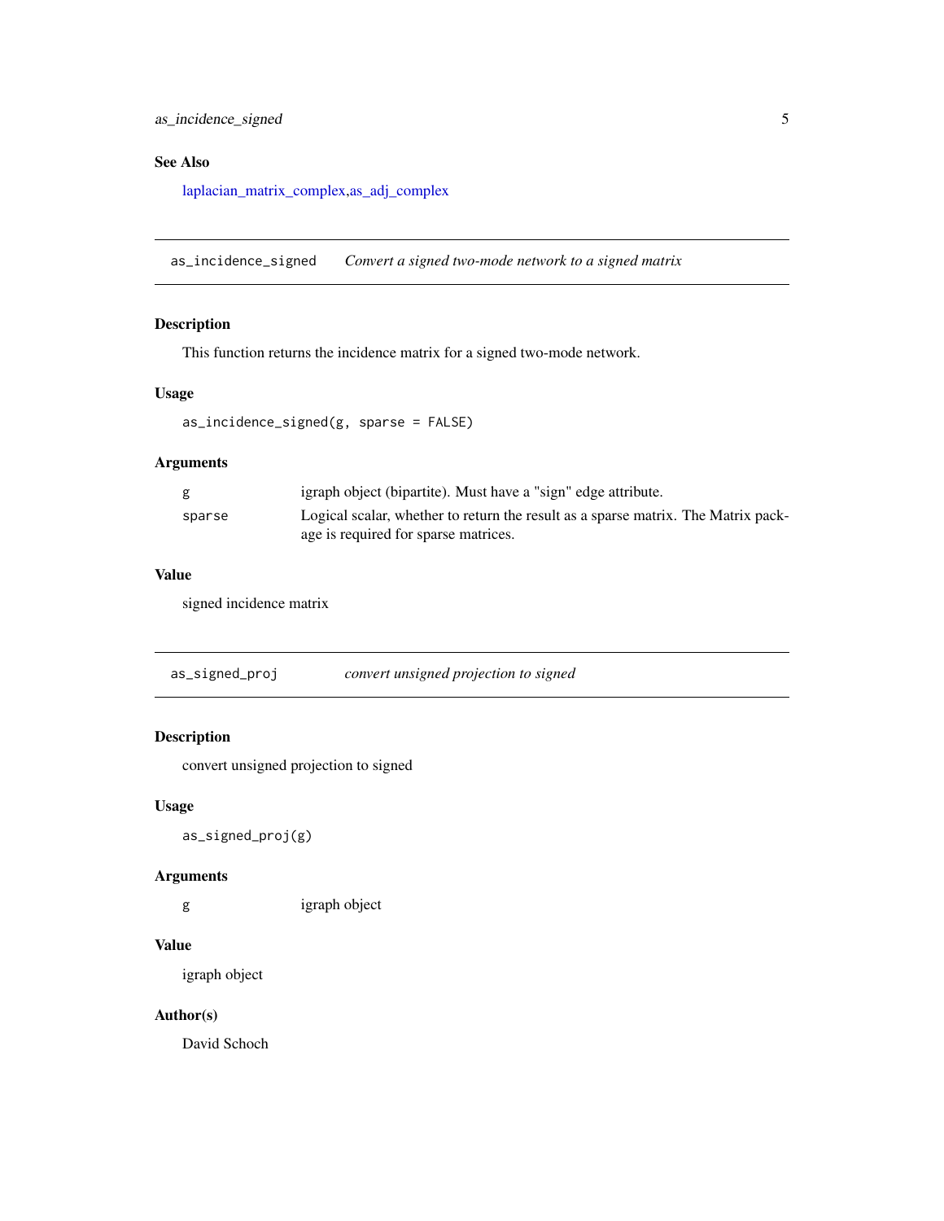### See Also

laplacian_matrix_complex,as_adj_complex

---

## as_incidence_signed — *Convert a signed two-mode network to a signed matrix*

### Description

This function returns the incidence matrix for a signed two-mode network.

### Usage

```
as_incidence_signed(g, sparse = FALSE)
```

### Arguments

| | |
|---|---|
| g | igraph object (bipartite). Must have a "sign" edge attribute. |
| sparse | Logical scalar, whether to return the result as a sparse matrix. The Matrix package is required for sparse matrices. |

### Value

signed incidence matrix

---

## as_signed_proj — *convert unsigned projection to signed*

### Description

convert unsigned projection to signed

### Usage

```
as_signed_proj(g)
```

### Arguments

| | |
|---|---|
| g | igraph object |

### Value

igraph object

### Author(s)

David Schoch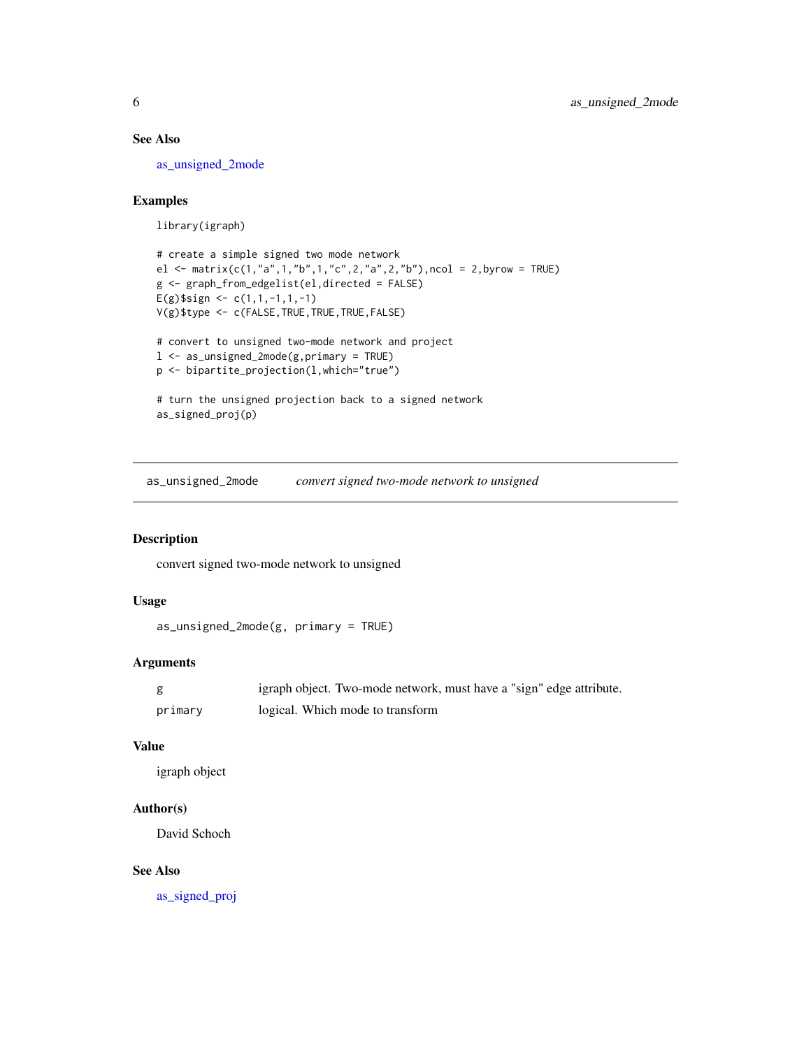### See Also

as_unsigned_2mode

### Examples

```
library(igraph)

# create a simple signed two mode network
el <- matrix(c(1,"a",1,"b",1,"c",2,"a",2,"b"),ncol = 2,byrow = TRUE)
g <- graph_from_edgelist(el,directed = FALSE)
E(g)$sign <- c(1,1,-1,1,-1)
V(g)$type <- c(FALSE,TRUE,TRUE,TRUE,FALSE)

# convert to unsigned two-mode network and project
l <- as_unsigned_2mode(g,primary = TRUE)
p <- bipartite_projection(l,which="true")

# turn the unsigned projection back to a signed network
as_signed_proj(p)
```

---

## as_unsigned_2mode &nbsp;&nbsp;&nbsp; *convert signed two-mode network to unsigned*

---

### Description

convert signed two-mode network to unsigned

### Usage

```
as_unsigned_2mode(g, primary = TRUE)
```

### Arguments

| | |
|---|---|
| g | igraph object. Two-mode network, must have a "sign" edge attribute. |
| primary | logical. Which mode to transform |

### Value

igraph object

### Author(s)

David Schoch

### See Also

as_signed_proj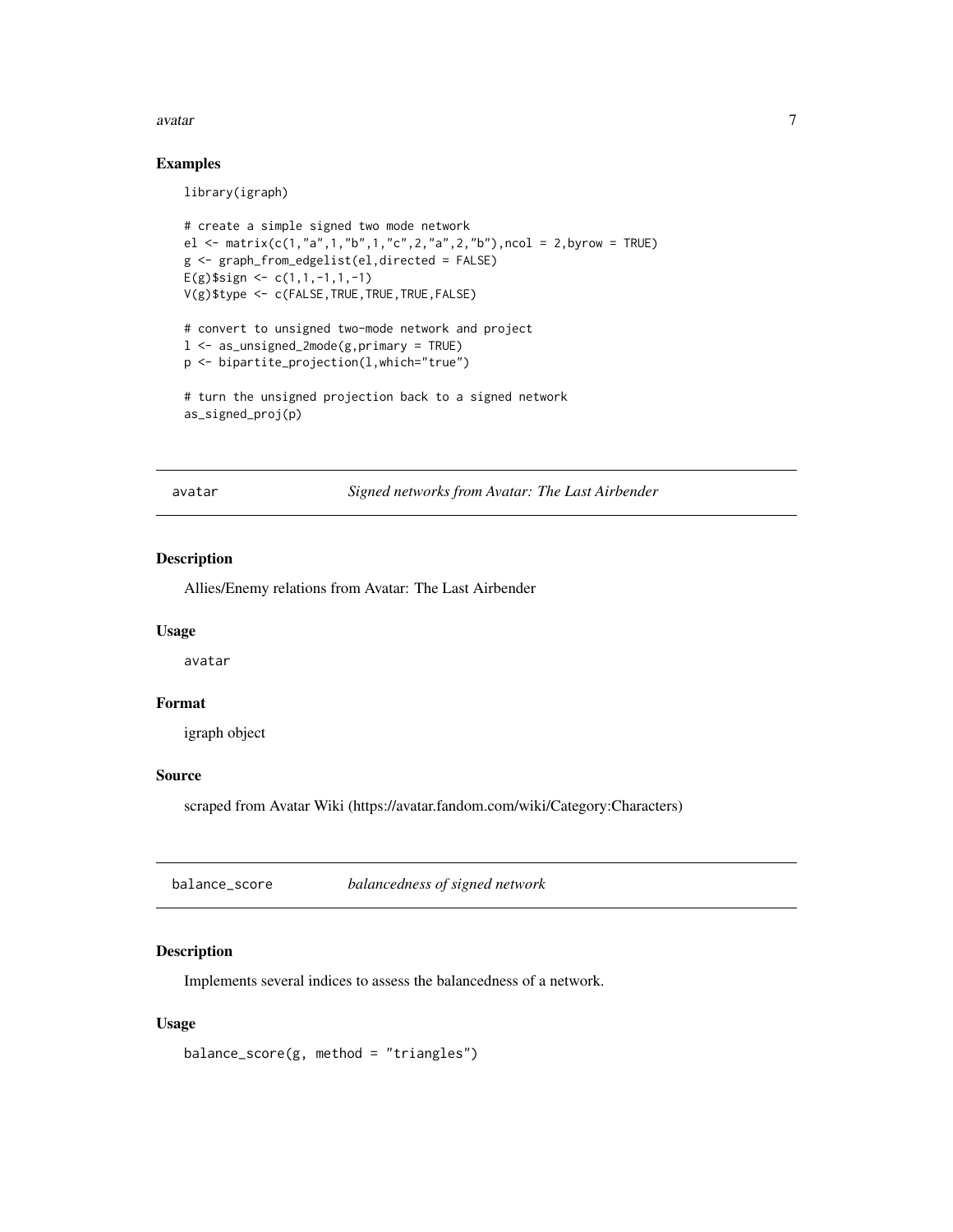### Examples

```
library(igraph)

# create a simple signed two mode network
el <- matrix(c(1,"a",1,"b",1,"c",2,"a",2,"b"),ncol = 2,byrow = TRUE)
g <- graph_from_edgelist(el,directed = FALSE)
E(g)$sign <- c(1,1,-1,1,-1)
V(g)$type <- c(FALSE,TRUE,TRUE,TRUE,FALSE)

# convert to unsigned two-mode network and project
l <- as_unsigned_2mode(g,primary = TRUE)
p <- bipartite_projection(l,which="true")

# turn the unsigned projection back to a signed network
as_signed_proj(p)
```

## avatar — *Signed networks from Avatar: The Last Airbender*

### Description

Allies/Enemy relations from Avatar: The Last Airbender

### Usage

```
avatar
```

### Format

igraph object

### Source

scraped from Avatar Wiki (https://avatar.fandom.com/wiki/Category:Characters)

## balance_score — *balancedness of signed network*

### Description

Implements several indices to assess the balancedness of a network.

### Usage

```
balance_score(g, method = "triangles")
```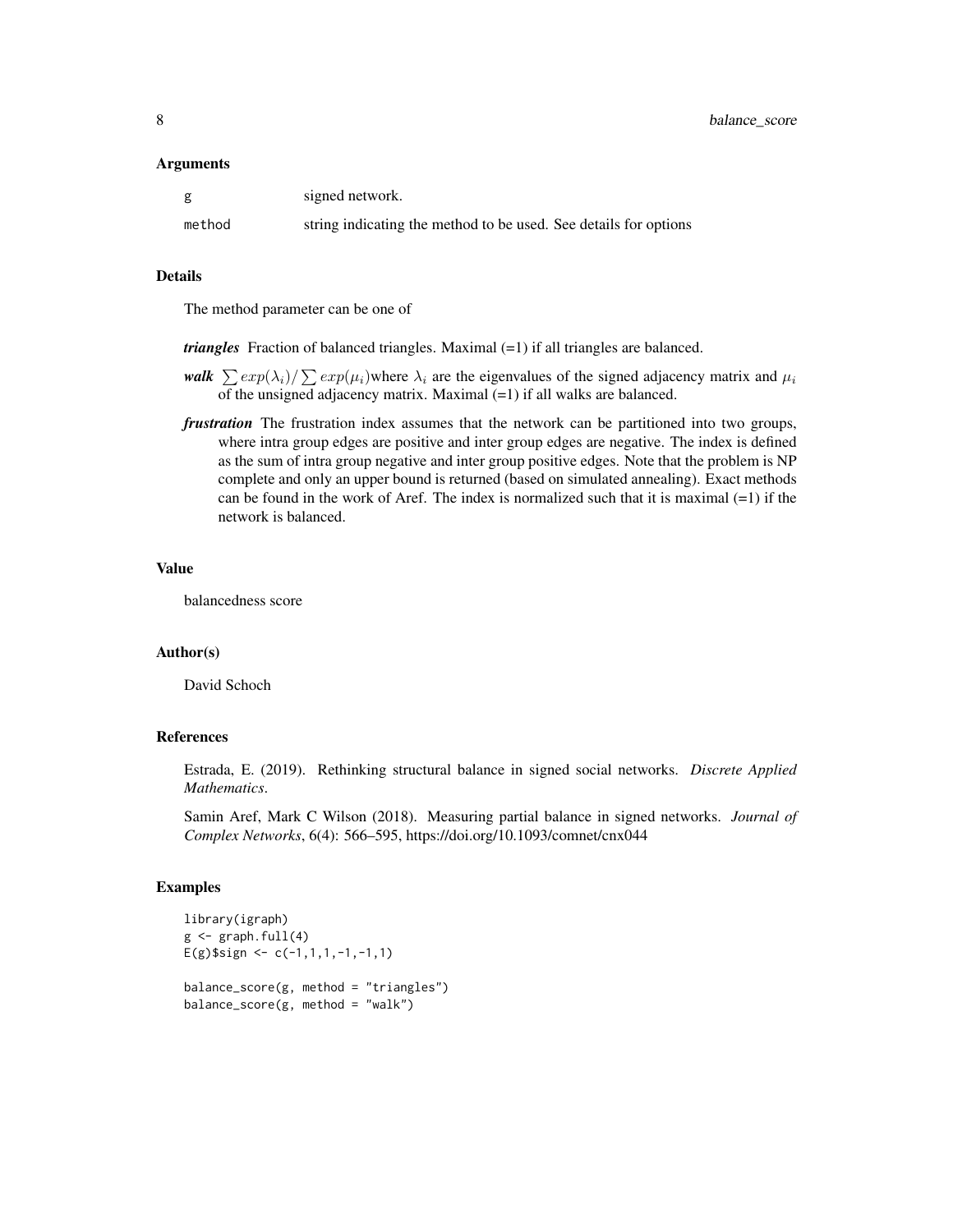### Arguments

| | |
|---|---|
| g | signed network. |
| method | string indicating the method to be used. See details for options |

### Details

The method parameter can be one of

***triangles*** Fraction of balanced triangles. Maximal (=1) if all triangles are balanced.

***walk*** $\sum exp(\lambda_i)/\sum exp(\mu_i)$where $\lambda_i$ are the eigenvalues of the signed adjacency matrix and $\mu_i$ of the unsigned adjacency matrix. Maximal (=1) if all walks are balanced.

***frustration*** The frustration index assumes that the network can be partitioned into two groups, where intra group edges are positive and inter group edges are negative. The index is defined as the sum of intra group negative and inter group positive edges. Note that the problem is NP complete and only an upper bound is returned (based on simulated annealing). Exact methods can be found in the work of Aref. The index is normalized such that it is maximal (=1) if the network is balanced.

### Value

balancedness score

### Author(s)

David Schoch

### References

Estrada, E. (2019). Rethinking structural balance in signed social networks. *Discrete Applied Mathematics*.

Samin Aref, Mark C Wilson (2018). Measuring partial balance in signed networks. *Journal of Complex Networks*, 6(4): 566–595, https://doi.org/10.1093/comnet/cnx044

### Examples

```
library(igraph)
g <- graph.full(4)
E(g)$sign <- c(-1,1,1,-1,-1,1)

balance_score(g, method = "triangles")
balance_score(g, method = "walk")
```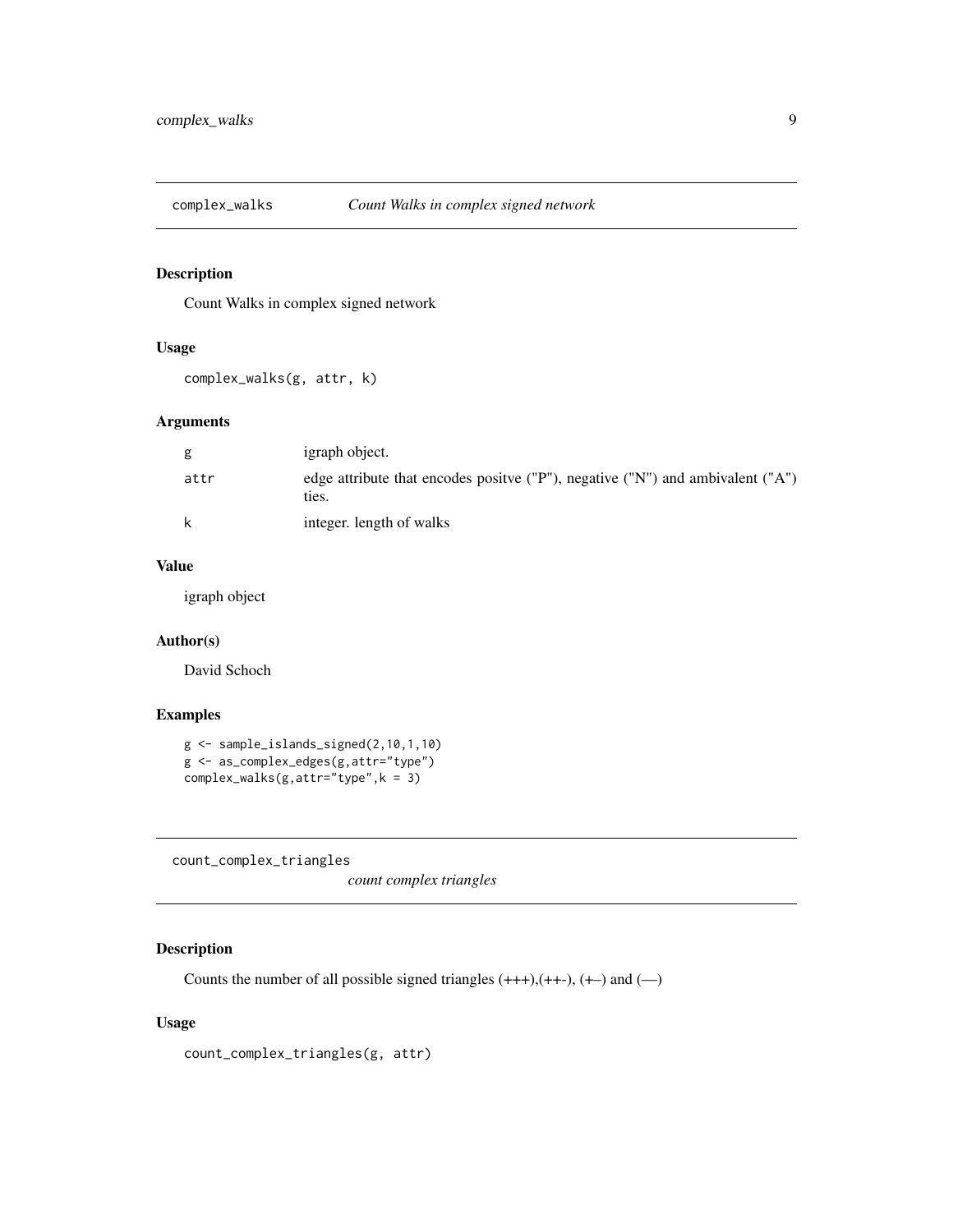## complex_walks — *Count Walks in complex signed network*

### Description

Count Walks in complex signed network

### Usage

```
complex_walks(g, attr, k)
```

### Arguments

| | |
|---|---|
| g | igraph object. |
| attr | edge attribute that encodes positve ("P"), negative ("N") and ambivalent ("A") ties. |
| k | integer. length of walks |

### Value

igraph object

### Author(s)

David Schoch

### Examples

```
g <- sample_islands_signed(2,10,1,10)
g <- as_complex_edges(g,attr="type")
complex_walks(g,attr="type",k = 3)
```

## count_complex_triangles — *count complex triangles*

### Description

Counts the number of all possible signed triangles (+++),(++-), (+–) and (—)

### Usage

```
count_complex_triangles(g, attr)
```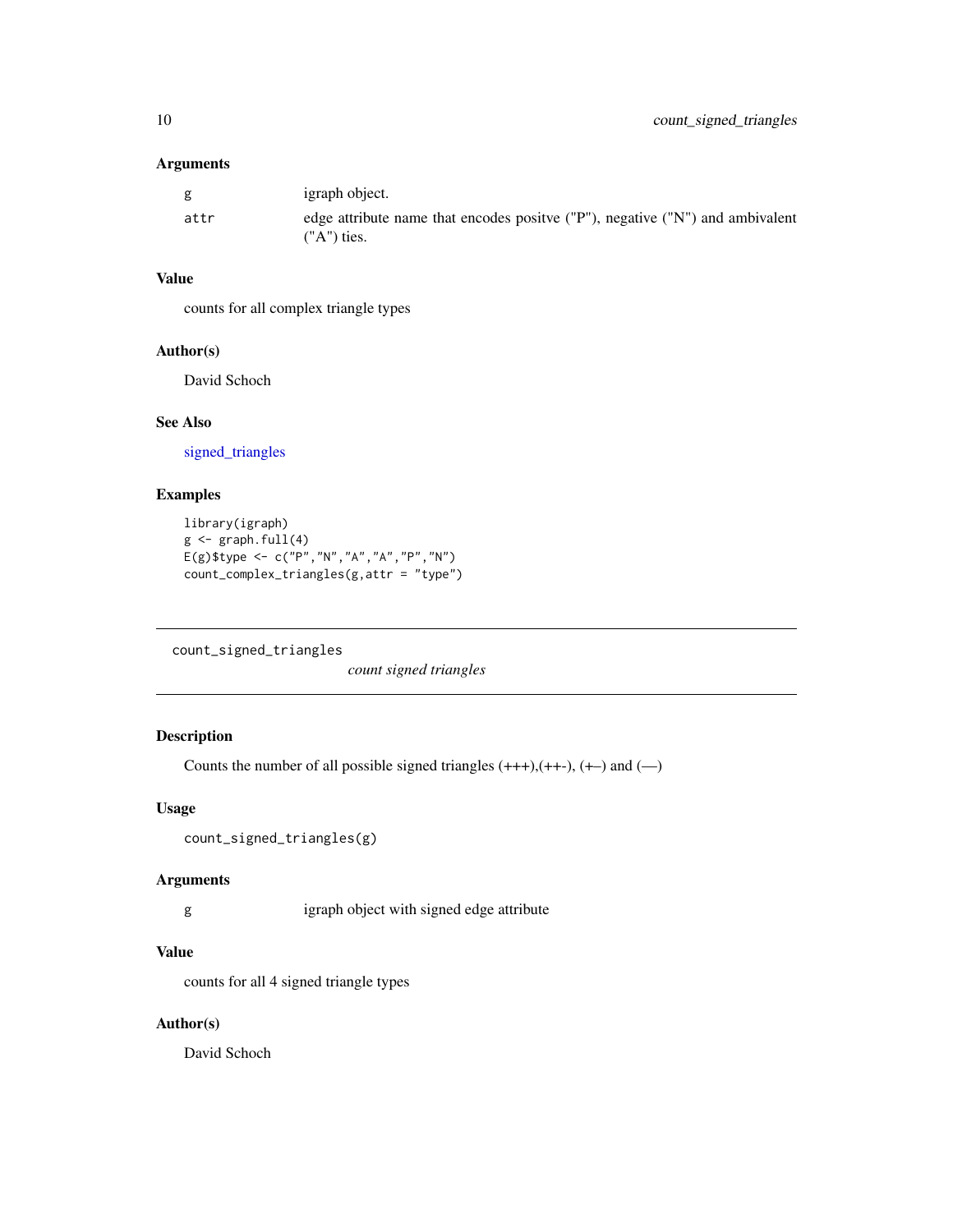### Arguments

| | |
|---|---|
| g | igraph object. |
| attr | edge attribute name that encodes positve ("P"), negative ("N") and ambivalent ("A") ties. |

### Value

counts for all complex triangle types

### Author(s)

David Schoch

### See Also

signed_triangles

### Examples

```
library(igraph)
g <- graph.full(4)
E(g)$type <- c("P","N","A","A","P","N")
count_complex_triangles(g,attr = "type")
```

---

## count_signed_triangles

*count signed triangles*

---

### Description

Counts the number of all possible signed triangles (+++),(++-), (+–) and (—)

### Usage

```
count_signed_triangles(g)
```

### Arguments

| | |
|---|---|
| g | igraph object with signed edge attribute |

### Value

counts for all 4 signed triangle types

### Author(s)

David Schoch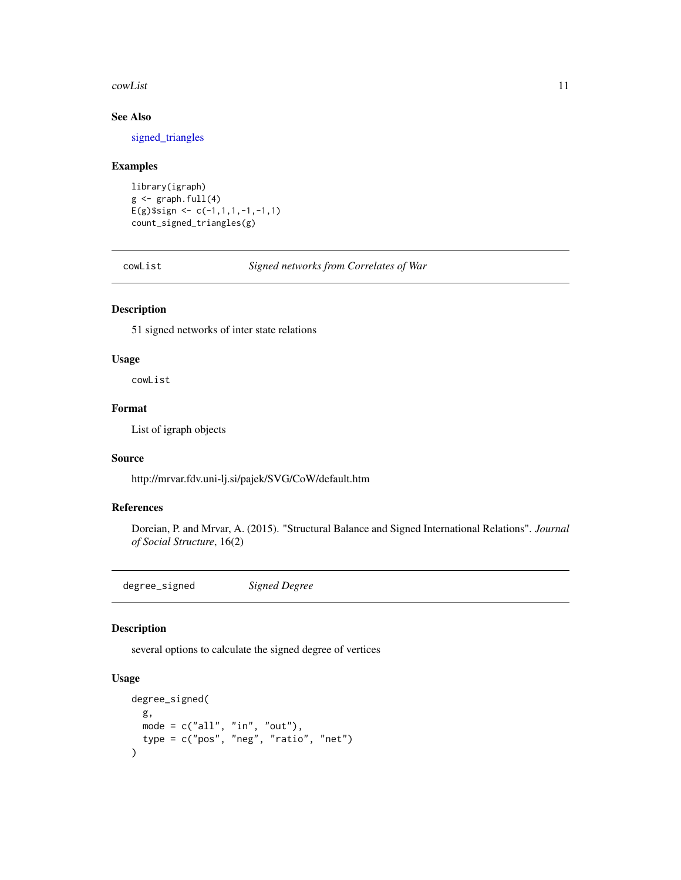### See Also

signed_triangles

### Examples

```
library(igraph)
g <- graph.full(4)
E(g)$sign <- c(-1,1,1,-1,-1,1)
count_signed_triangles(g)
```

---

## cowList — *Signed networks from Correlates of War*

### Description

51 signed networks of inter state relations

### Usage

```
cowList
```

### Format

List of igraph objects

### Source

http://mrvar.fdv.uni-lj.si/pajek/SVG/CoW/default.htm

### References

Doreian, P. and Mrvar, A. (2015). "Structural Balance and Signed International Relations". *Journal of Social Structure*, 16(2)

---

## degree_signed — *Signed Degree*

### Description

several options to calculate the signed degree of vertices

### Usage

```
degree_signed(
  g,
  mode = c("all", "in", "out"),
  type = c("pos", "neg", "ratio", "net")
)
```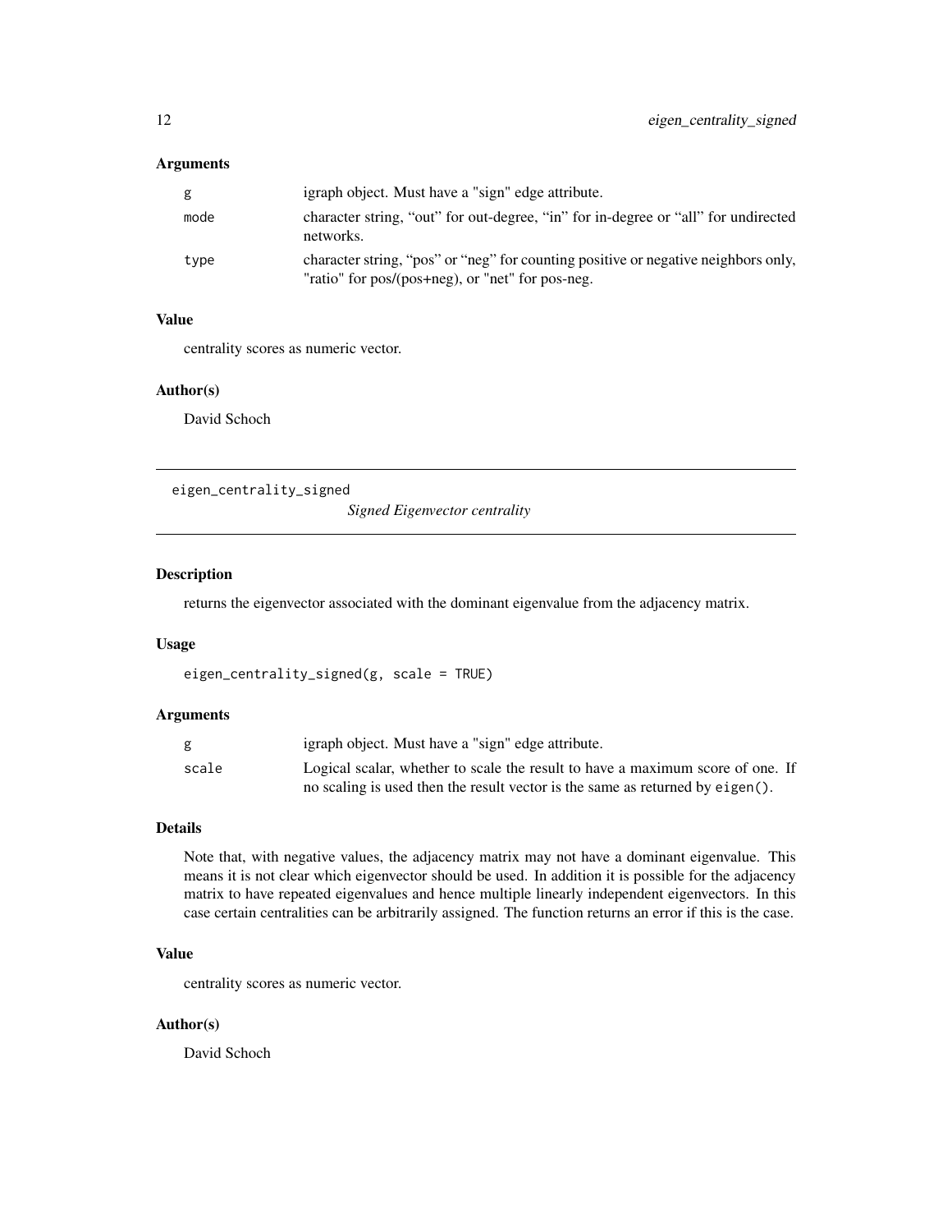### Arguments

| | |
|---|---|
| g | igraph object. Must have a "sign" edge attribute. |
| mode | character string, “out” for out-degree, “in” for in-degree or “all” for undirected networks. |
| type | character string, “pos” or “neg” for counting positive or negative neighbors only, "ratio" for pos/(pos+neg), or "net" for pos-neg. |

### Value

centrality scores as numeric vector.

### Author(s)

David Schoch

---

## eigen_centrality_signed

*Signed Eigenvector centrality*

### Description

returns the eigenvector associated with the dominant eigenvalue from the adjacency matrix.

### Usage

```
eigen_centrality_signed(g, scale = TRUE)
```

### Arguments

| | |
|---|---|
| g | igraph object. Must have a "sign" edge attribute. |
| scale | Logical scalar, whether to scale the result to have a maximum score of one. If no scaling is used then the result vector is the same as returned by `eigen()`. |

### Details

Note that, with negative values, the adjacency matrix may not have a dominant eigenvalue. This means it is not clear which eigenvector should be used. In addition it is possible for the adjacency matrix to have repeated eigenvalues and hence multiple linearly independent eigenvectors. In this case certain centralities can be arbitrarily assigned. The function returns an error if this is the case.

### Value

centrality scores as numeric vector.

### Author(s)

David Schoch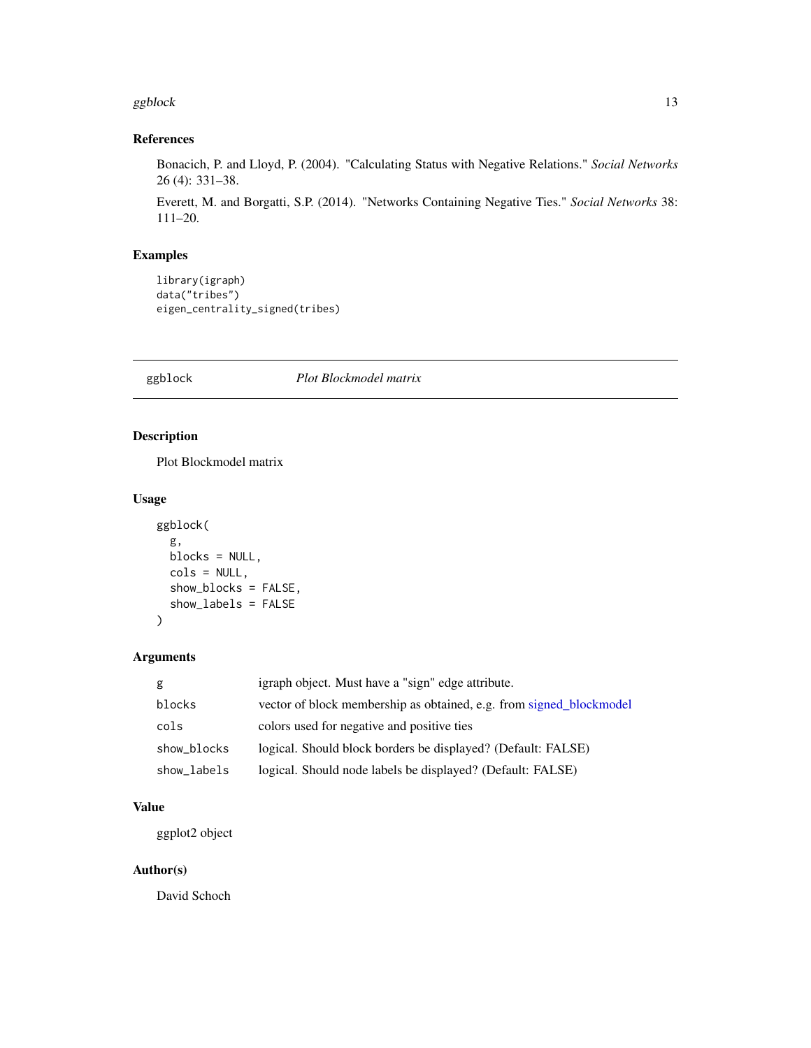### References

Bonacich, P. and Lloyd, P. (2004). "Calculating Status with Negative Relations." *Social Networks* 26 (4): 331–38.

Everett, M. and Borgatti, S.P. (2014). "Networks Containing Negative Ties." *Social Networks* 38: 111–20.

### Examples

```
library(igraph)
data("tribes")
eigen_centrality_signed(tribes)
```

---

## ggblock — *Plot Blockmodel matrix*

---

### Description

Plot Blockmodel matrix

### Usage

```
ggblock(
  g,
  blocks = NULL,
  cols = NULL,
  show_blocks = FALSE,
  show_labels = FALSE
)
```

### Arguments

| | |
|---|---|
| g | igraph object. Must have a "sign" edge attribute. |
| blocks | vector of block membership as obtained, e.g. from signed_blockmodel |
| cols | colors used for negative and positive ties |
| show_blocks | logical. Should block borders be displayed? (Default: FALSE) |
| show_labels | logical. Should node labels be displayed? (Default: FALSE) |

### Value

ggplot2 object

### Author(s)

David Schoch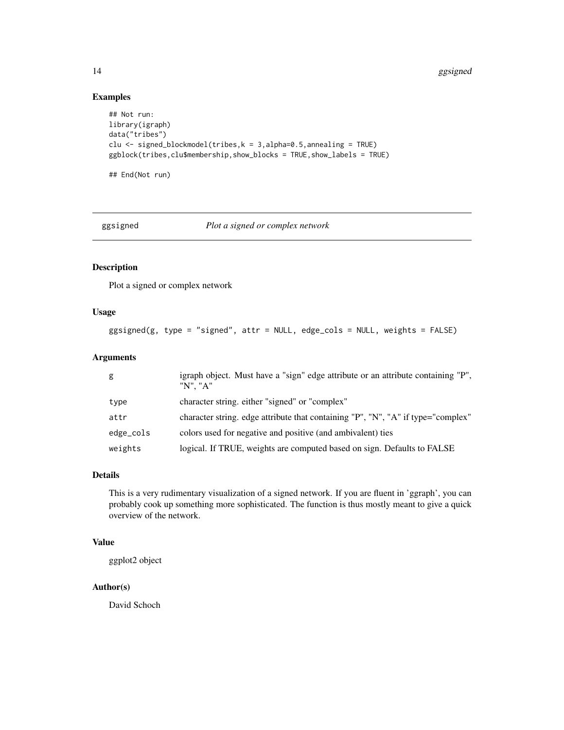## Examples

```
## Not run:
library(igraph)
data("tribes")
clu <- signed_blockmodel(tribes,k = 3,alpha=0.5,annealing = TRUE)
ggblock(tribes,clu$membership,show_blocks = TRUE,show_labels = TRUE)

## End(Not run)
```

---

# ggsigned *Plot a signed or complex network*

---

## Description

Plot a signed or complex network

## Usage

```
ggsigned(g, type = "signed", attr = NULL, edge_cols = NULL, weights = FALSE)
```

## Arguments

| | |
|---|---|
| g | igraph object. Must have a "sign" edge attribute or an attribute containing "P", "N", "A" |
| type | character string. either "signed" or "complex" |
| attr | character string. edge attribute that containing "P", "N", "A" if type="complex" |
| edge_cols | colors used for negative and positive (and ambivalent) ties |
| weights | logical. If TRUE, weights are computed based on sign. Defaults to FALSE |

## Details

This is a very rudimentary visualization of a signed network. If you are fluent in 'ggraph', you can probably cook up something more sophisticated. The function is thus mostly meant to give a quick overview of the network.

## Value

ggplot2 object

## Author(s)

David Schoch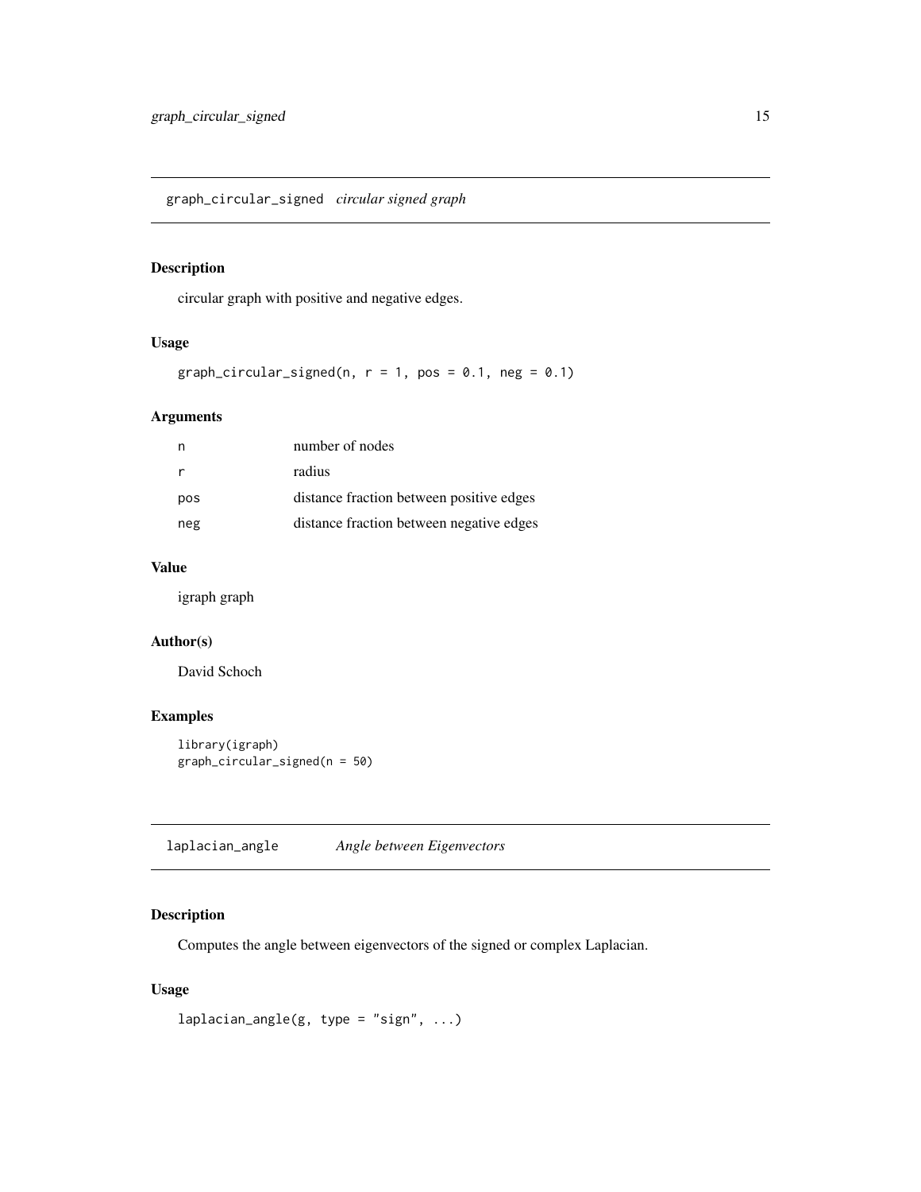## graph_circular_signed *circular signed graph*

### Description

circular graph with positive and negative edges.

### Usage

```
graph_circular_signed(n, r = 1, pos = 0.1, neg = 0.1)
```

### Arguments

| | |
|---|---|
| n | number of nodes |
| r | radius |
| pos | distance fraction between positive edges |
| neg | distance fraction between negative edges |

### Value

igraph graph

### Author(s)

David Schoch

### Examples

```
library(igraph)
graph_circular_signed(n = 50)
```

## laplacian_angle *Angle between Eigenvectors*

### Description

Computes the angle between eigenvectors of the signed or complex Laplacian.

### Usage

```
laplacian_angle(g, type = "sign", ...)
```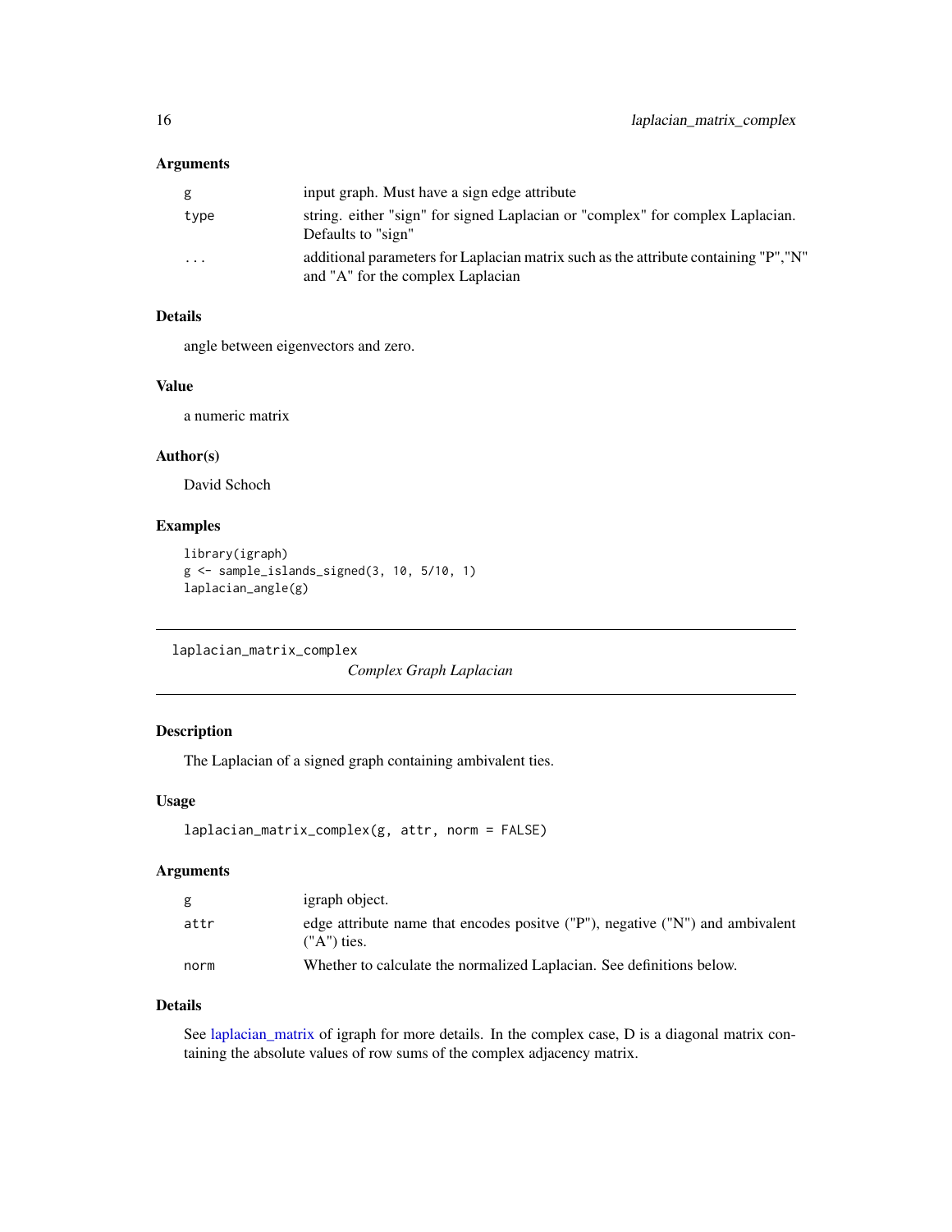### Arguments

| | |
|---|---|
| g | input graph. Must have a sign edge attribute |
| type | string. either "sign" for signed Laplacian or "complex" for complex Laplacian. Defaults to "sign" |
| ... | additional parameters for Laplacian matrix such as the attribute containing "P","N" and "A" for the complex Laplacian |

### Details

angle between eigenvectors and zero.

### Value

a numeric matrix

### Author(s)

David Schoch

### Examples

```
library(igraph)
g <- sample_islands_signed(3, 10, 5/10, 1)
laplacian_angle(g)
```

---

## laplacian_matrix_complex — *Complex Graph Laplacian*

---

### Description

The Laplacian of a signed graph containing ambivalent ties.

### Usage

```
laplacian_matrix_complex(g, attr, norm = FALSE)
```

### Arguments

| | |
|---|---|
| g | igraph object. |
| attr | edge attribute name that encodes positve ("P"), negative ("N") and ambivalent ("A") ties. |
| norm | Whether to calculate the normalized Laplacian. See definitions below. |

### Details

See laplacian_matrix of igraph for more details. In the complex case, D is a diagonal matrix containing the absolute values of row sums of the complex adjacency matrix.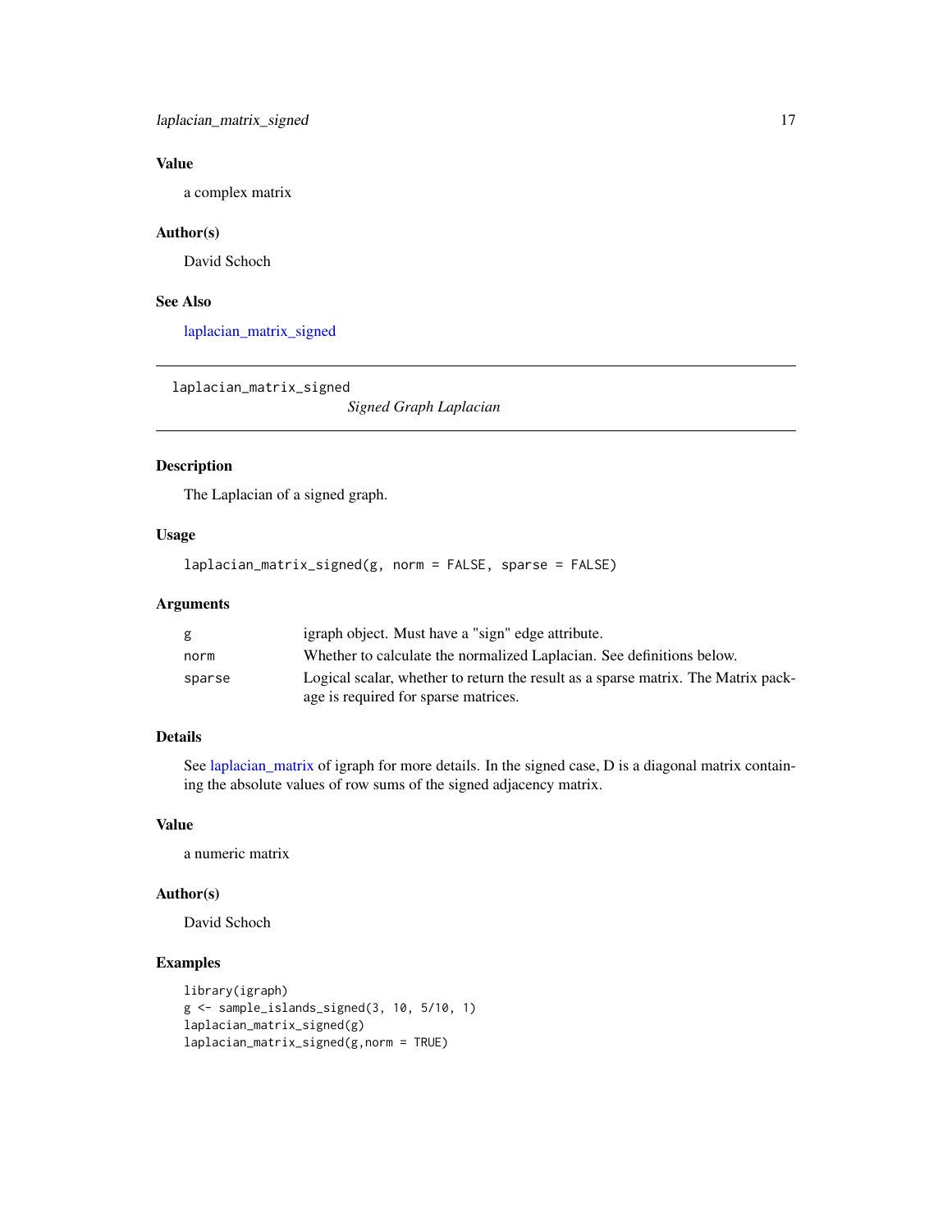### Value

a complex matrix

### Author(s)

David Schoch

### See Also

laplacian_matrix_signed

---

## laplacian_matrix_signed

*Signed Graph Laplacian*

---

### Description

The Laplacian of a signed graph.

### Usage

```
laplacian_matrix_signed(g, norm = FALSE, sparse = FALSE)
```

### Arguments

| | |
|---|---|
| g | igraph object. Must have a "sign" edge attribute. |
| norm | Whether to calculate the normalized Laplacian. See definitions below. |
| sparse | Logical scalar, whether to return the result as a sparse matrix. The Matrix package is required for sparse matrices. |

### Details

See laplacian_matrix of igraph for more details. In the signed case, D is a diagonal matrix containing the absolute values of row sums of the signed adjacency matrix.

### Value

a numeric matrix

### Author(s)

David Schoch

### Examples

```
library(igraph)
g <- sample_islands_signed(3, 10, 5/10, 1)
laplacian_matrix_signed(g)
laplacian_matrix_signed(g,norm = TRUE)
```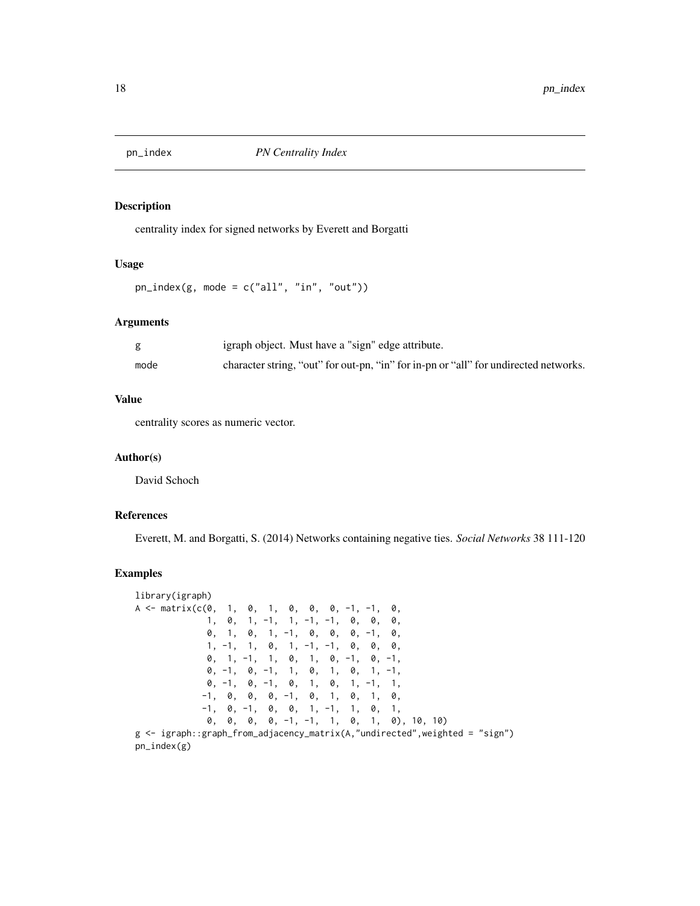# pn_index — *PN Centrality Index*

## Description

centrality index for signed networks by Everett and Borgatti

## Usage

```
pn_index(g, mode = c("all", "in", "out"))
```

## Arguments

| | |
|---|---|
| g | igraph object. Must have a "sign" edge attribute. |
| mode | character string, "out" for out-pn, "in" for in-pn or "all" for undirected networks. |

## Value

centrality scores as numeric vector.

## Author(s)

David Schoch

## References

Everett, M. and Borgatti, S. (2014) Networks containing negative ties. *Social Networks* 38 111-120

## Examples

```
library(igraph)
A <- matrix(c(0,  1,  0,  1,  0,  0,  0, -1, -1,  0,
              1,  0,  1, -1,  1, -1, -1,  0,  0,  0,
              0,  1,  0,  1, -1,  0,  0,  0, -1,  0,
              1, -1,  1,  0,  1, -1, -1,  0,  0,  0,
              0,  1, -1,  1,  0,  1,  0, -1,  0, -1,
              0, -1,  0, -1,  1,  0,  1,  0,  1, -1,
              0, -1,  0, -1,  0,  1,  0,  1, -1,  1,
             -1,  0,  0,  0, -1,  0,  1,  0,  1,  0,
             -1,  0, -1,  0,  0,  1, -1,  1,  0,  1,
              0,  0,  0,  0, -1, -1,  1,  0,  1,  0), 10, 10)
g <- igraph::graph_from_adjacency_matrix(A,"undirected",weighted = "sign")
pn_index(g)
```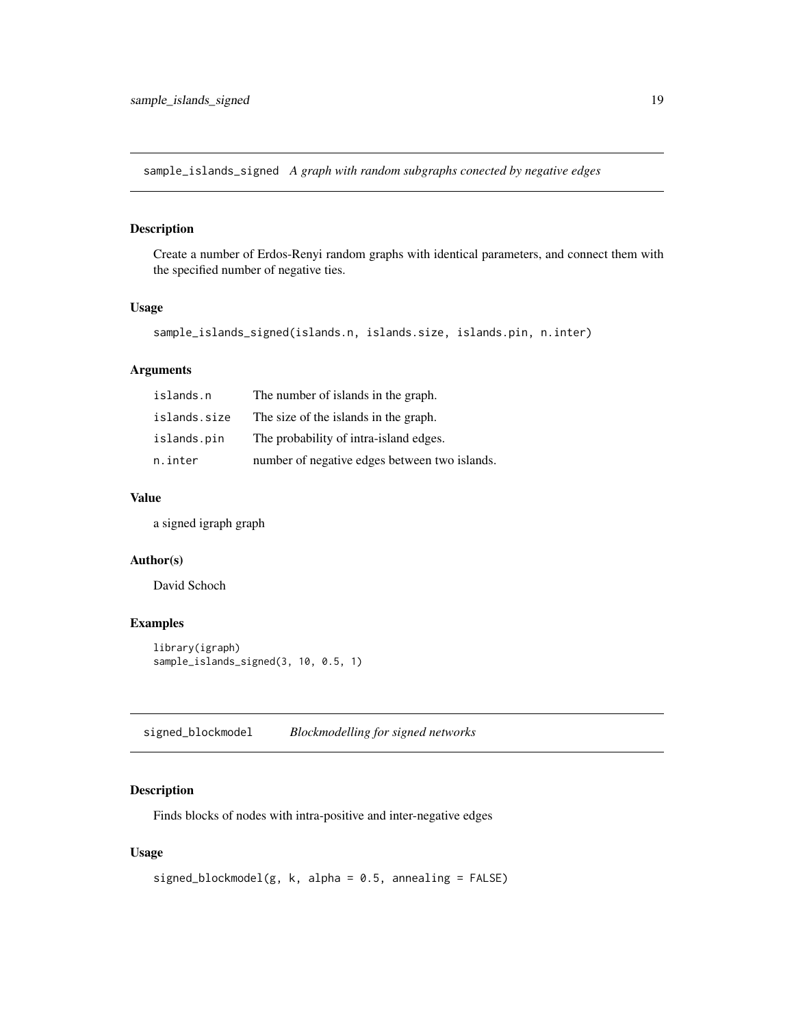## sample_islands_signed *A graph with random subgraphs conected by negative edges*

### Description

Create a number of Erdos-Renyi random graphs with identical parameters, and connect them with the specified number of negative ties.

### Usage

```
sample_islands_signed(islands.n, islands.size, islands.pin, n.inter)
```

### Arguments

| | |
|---|---|
| islands.n | The number of islands in the graph. |
| islands.size | The size of the islands in the graph. |
| islands.pin | The probability of intra-island edges. |
| n.inter | number of negative edges between two islands. |

### Value

a signed igraph graph

### Author(s)

David Schoch

### Examples

```
library(igraph)
sample_islands_signed(3, 10, 0.5, 1)
```

## signed_blockmodel *Blockmodelling for signed networks*

### Description

Finds blocks of nodes with intra-positive and inter-negative edges

### Usage

```
signed_blockmodel(g, k, alpha = 0.5, annealing = FALSE)
```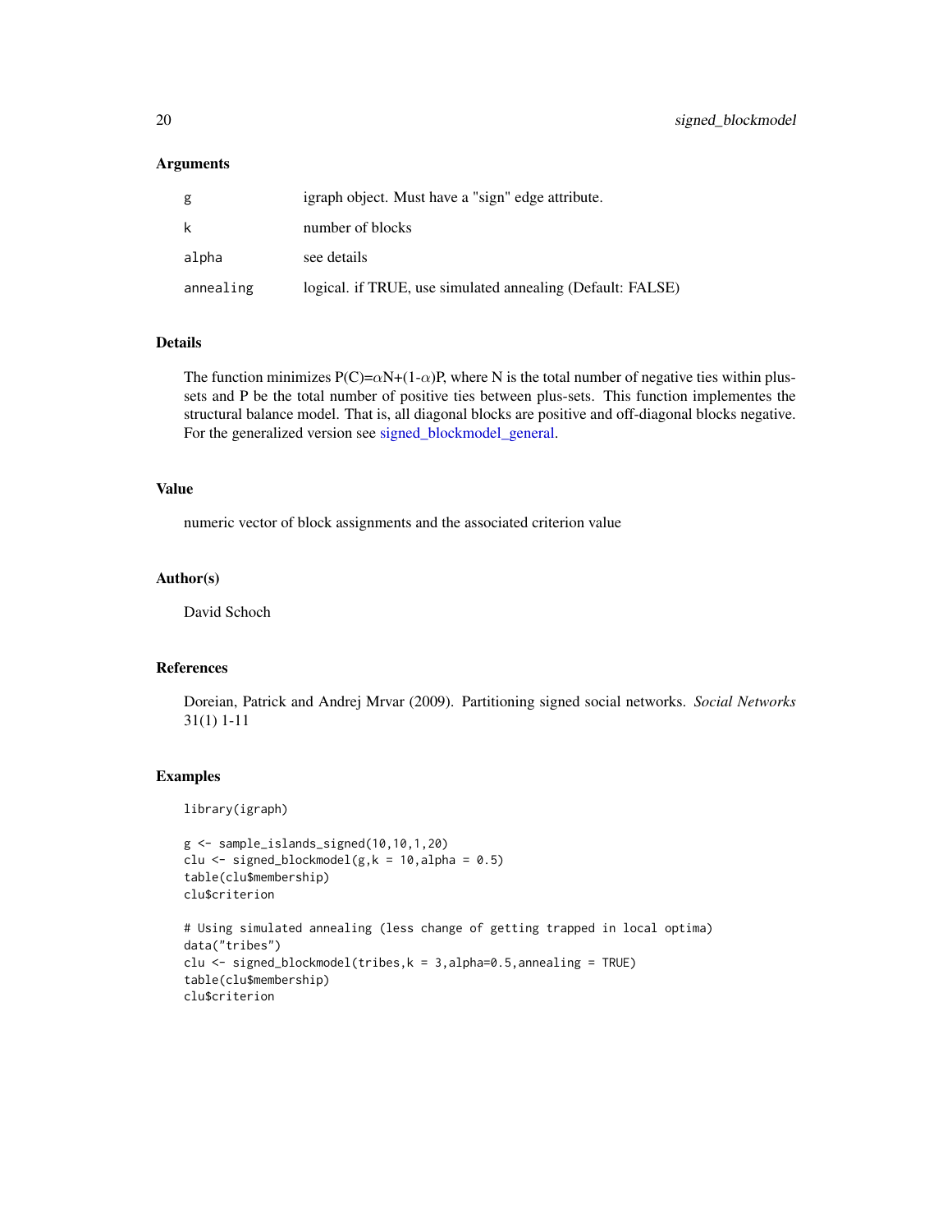### Arguments

| | |
|---|---|
| g | igraph object. Must have a "sign" edge attribute. |
| k | number of blocks |
| alpha | see details |
| annealing | logical. if TRUE, use simulated annealing (Default: FALSE) |

### Details

The function minimizes $P(C)=\alpha N+(1-\alpha)P$, where N is the total number of negative ties within plus-sets and P be the total number of positive ties between plus-sets. This function implementes the structural balance model. That is, all diagonal blocks are positive and off-diagonal blocks negative. For the generalized version see signed_blockmodel_general.

### Value

numeric vector of block assignments and the associated criterion value

### Author(s)

David Schoch

### References

Doreian, Patrick and Andrej Mrvar (2009). Partitioning signed social networks. *Social Networks* 31(1) 1-11

### Examples

```
library(igraph)

g <- sample_islands_signed(10,10,1,20)
clu <- signed_blockmodel(g,k = 10,alpha = 0.5)
table(clu$membership)
clu$criterion

# Using simulated annealing (less change of getting trapped in local optima)
data("tribes")
clu <- signed_blockmodel(tribes,k = 3,alpha=0.5,annealing = TRUE)
table(clu$membership)
clu$criterion
```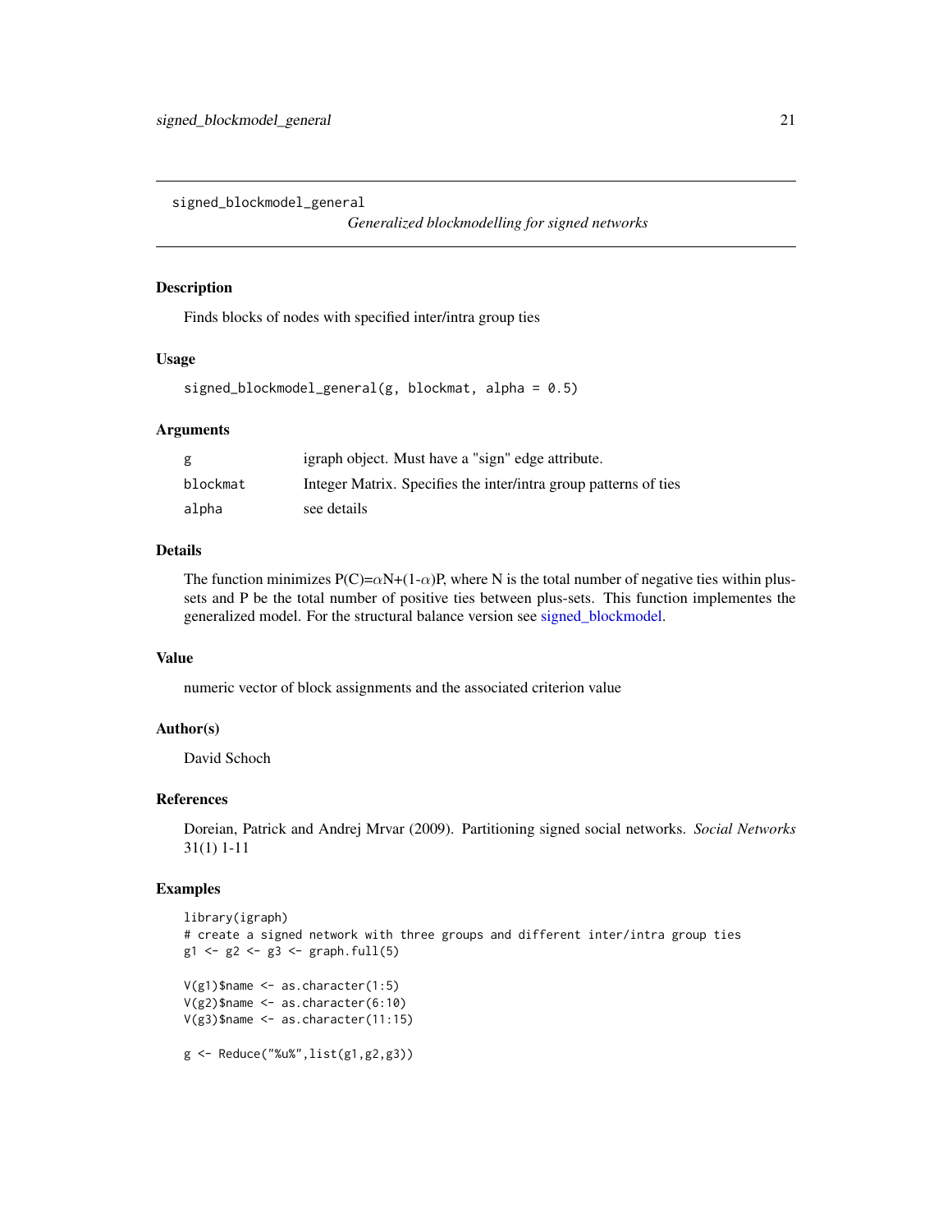signed_blockmodel_general

*Generalized blockmodelling for signed networks*

## Description

Finds blocks of nodes with specified inter/intra group ties

## Usage

```
signed_blockmodel_general(g, blockmat, alpha = 0.5)
```

## Arguments

| | |
|---|---|
| g | igraph object. Must have a "sign" edge attribute. |
| blockmat | Integer Matrix. Specifies the inter/intra group patterns of ties |
| alpha | see details |

## Details

The function minimizes $P(C)=\alpha N+(1-\alpha)P$, where N is the total number of negative ties within plus-sets and P be the total number of positive ties between plus-sets. This function implementes the generalized model. For the structural balance version see signed_blockmodel.

## Value

numeric vector of block assignments and the associated criterion value

## Author(s)

David Schoch

## References

Doreian, Patrick and Andrej Mrvar (2009). Partitioning signed social networks. *Social Networks* 31(1) 1-11

## Examples

```
library(igraph)
# create a signed network with three groups and different inter/intra group ties
g1 <- g2 <- g3 <- graph.full(5)

V(g1)$name <- as.character(1:5)
V(g2)$name <- as.character(6:10)
V(g3)$name <- as.character(11:15)

g <- Reduce("%u%",list(g1,g2,g3))
```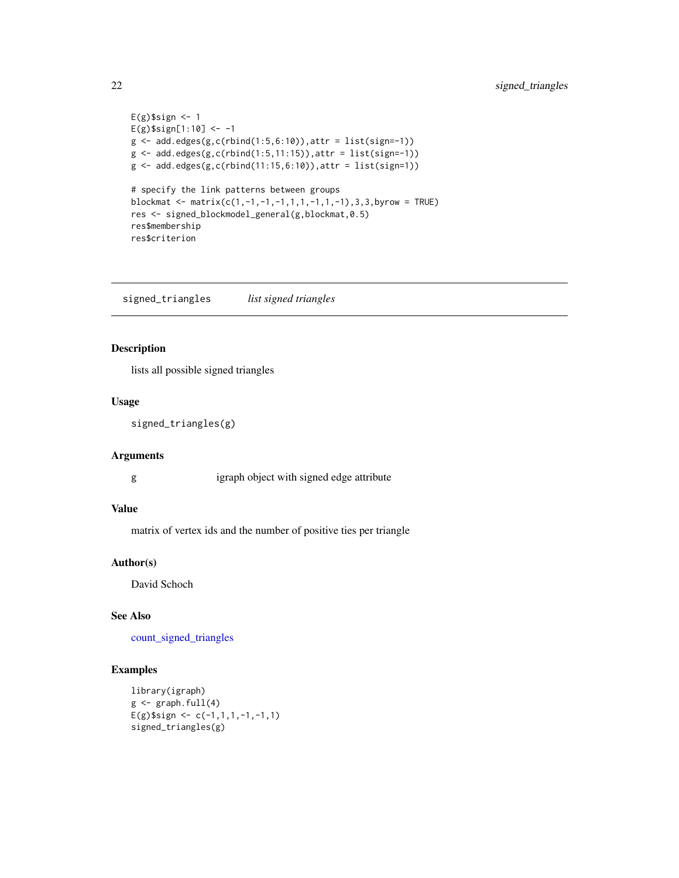```
E(g)$sign <- 1
E(g)$sign[1:10] <- -1
g <- add.edges(g,c(rbind(1:5,6:10)),attr = list(sign=-1))
g <- add.edges(g,c(rbind(1:5,11:15)),attr = list(sign=-1))
g <- add.edges(g,c(rbind(11:15,6:10)),attr = list(sign=1))

# specify the link patterns between groups
blockmat <- matrix(c(1,-1,-1,-1,1,1,-1,1,-1),3,3,byrow = TRUE)
res <- signed_blockmodel_general(g,blockmat,0.5)
res$membership
res$criterion
```

---

## signed_triangles *list signed triangles*

---

### Description

lists all possible signed triangles

### Usage

```
signed_triangles(g)
```

### Arguments

| | |
|---|---|
| g | igraph object with signed edge attribute |

### Value

matrix of vertex ids and the number of positive ties per triangle

### Author(s)

David Schoch

### See Also

count_signed_triangles

### Examples

```
library(igraph)
g <- graph.full(4)
E(g)$sign <- c(-1,1,1,-1,-1,1)
signed_triangles(g)
```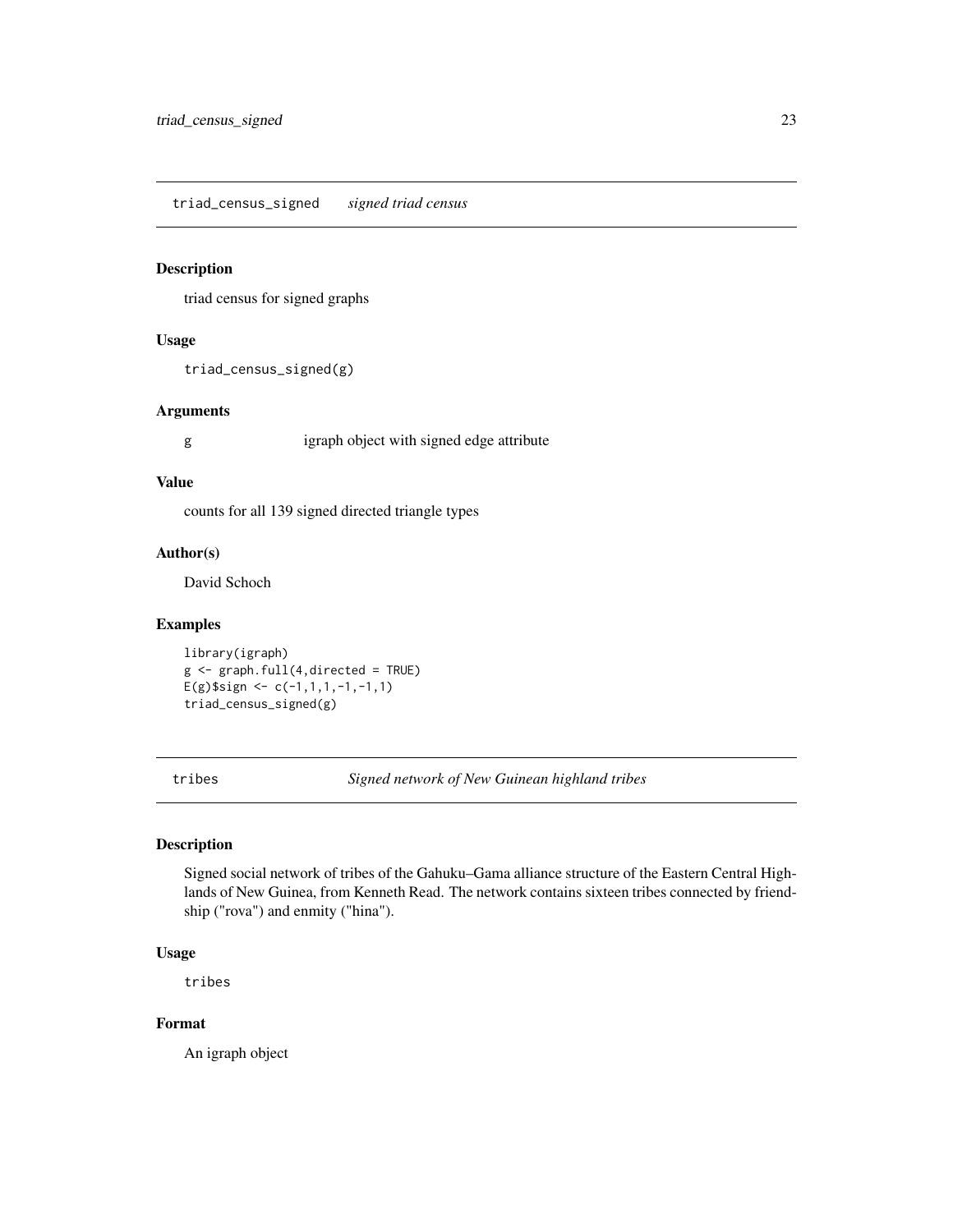## triad_census_signed *signed triad census*

### Description

triad census for signed graphs

### Usage

```
triad_census_signed(g)
```

### Arguments

| | |
|---|---|
| g | igraph object with signed edge attribute |

### Value

counts for all 139 signed directed triangle types

### Author(s)

David Schoch

### Examples

```
library(igraph)
g <- graph.full(4,directed = TRUE)
E(g)$sign <- c(-1,1,1,-1,-1,1)
triad_census_signed(g)
```

## tribes *Signed network of New Guinean highland tribes*

### Description

Signed social network of tribes of the Gahuku–Gama alliance structure of the Eastern Central Highlands of New Guinea, from Kenneth Read. The network contains sixteen tribes connected by friendship ("rova") and enmity ("hina").

### Usage

```
tribes
```

### Format

An igraph object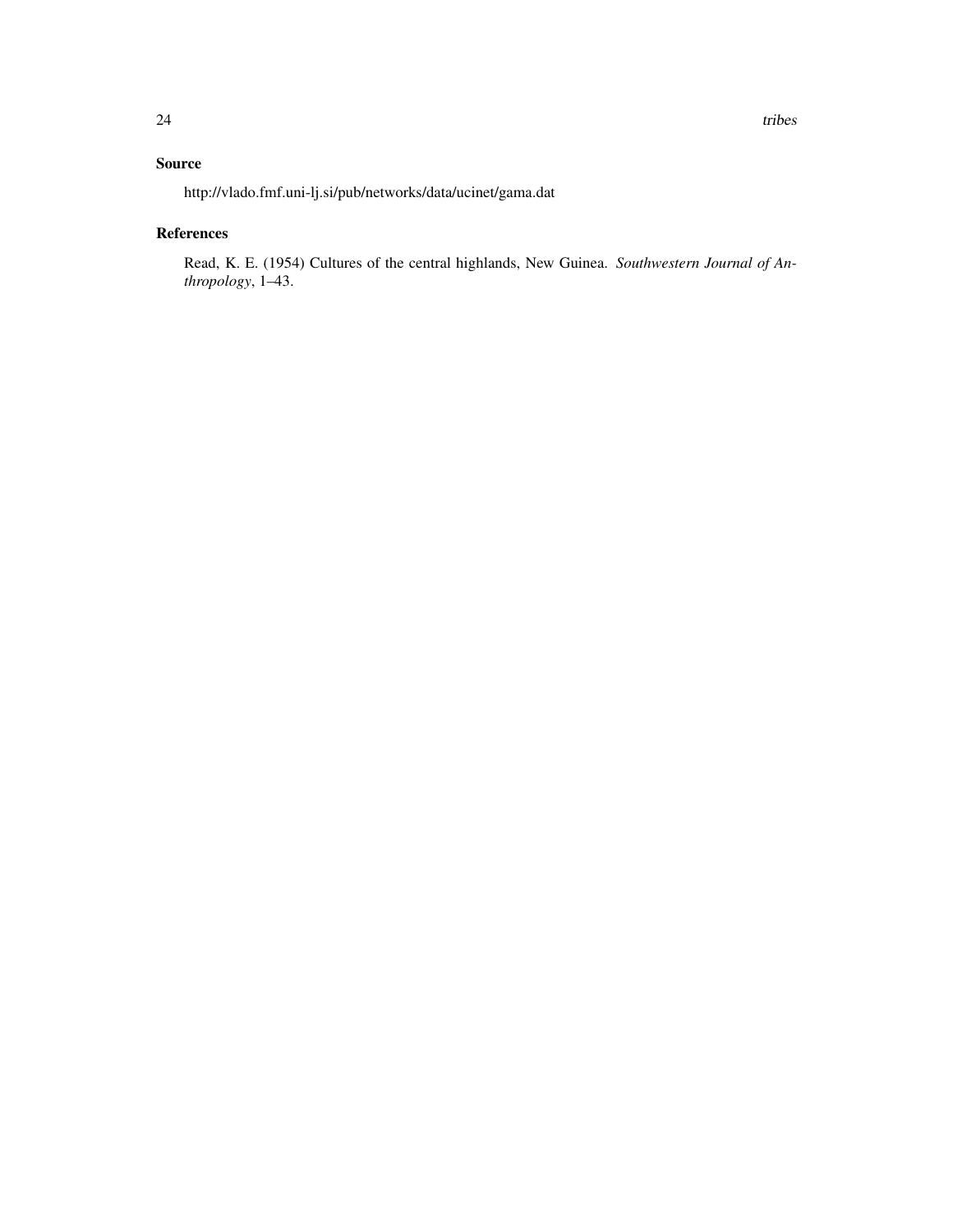## Source

http://vlado.fmf.uni-lj.si/pub/networks/data/ucinet/gama.dat

## References

Read, K. E. (1954) Cultures of the central highlands, New Guinea. *Southwestern Journal of Anthropology*, 1–43.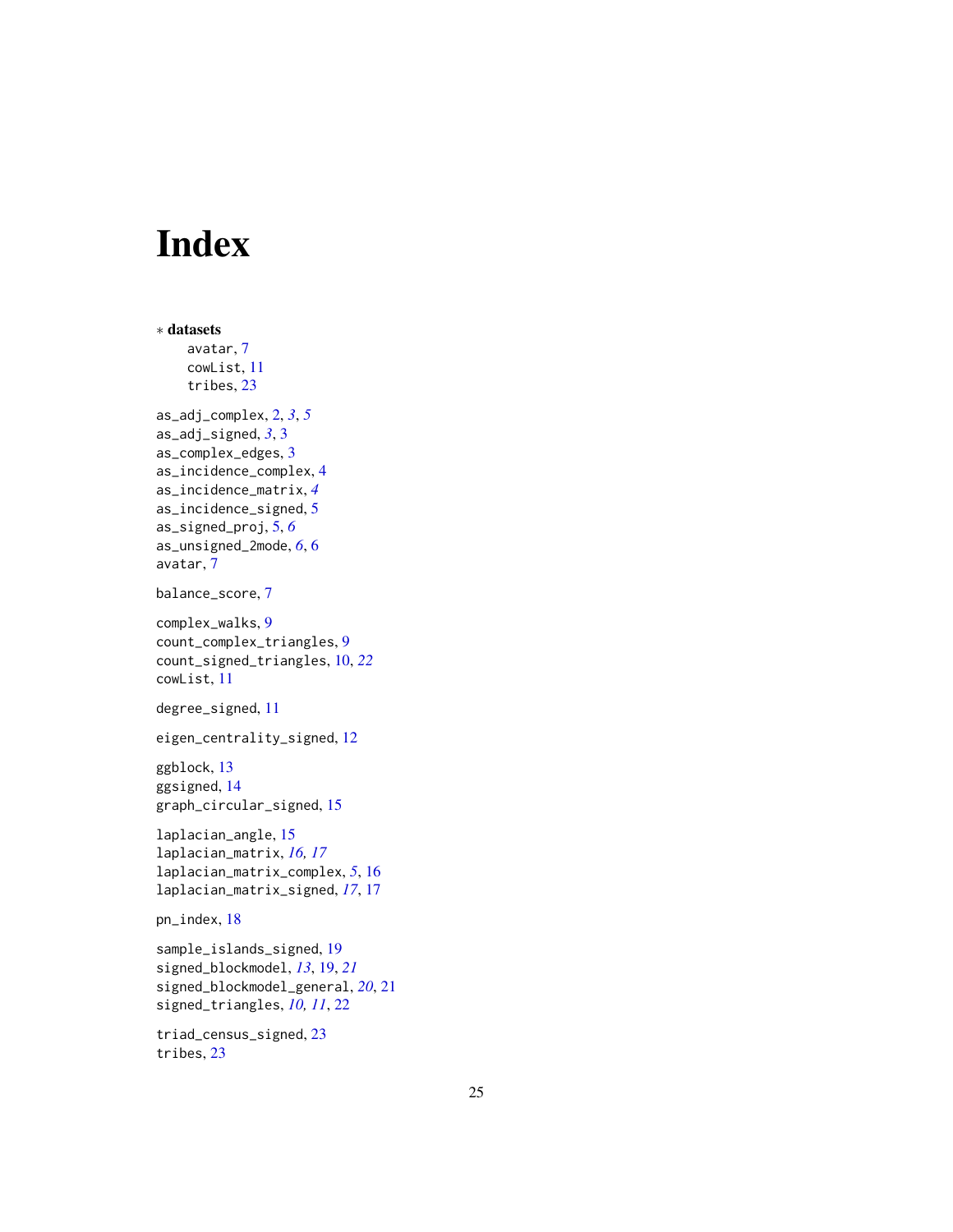# Index

∗ **datasets**

avatar, 7
cowList, 11
tribes, 23

as_adj_complex, 2, *3*, *5*
as_adj_signed, *3*, 3
as_complex_edges, 3
as_incidence_complex, 4
as_incidence_matrix, *4*
as_incidence_signed, 5
as_signed_proj, 5, *6*
as_unsigned_2mode, *6*, 6
avatar, 7

balance_score, 7

complex_walks, 9
count_complex_triangles, 9
count_signed_triangles, 10, *22*
cowList, 11

degree_signed, 11

eigen_centrality_signed, 12

ggblock, 13
ggsigned, 14
graph_circular_signed, 15

laplacian_angle, 15
laplacian_matrix, *16*, *17*
laplacian_matrix_complex, *5*, 16
laplacian_matrix_signed, *17*, 17

pn_index, 18

sample_islands_signed, 19
signed_blockmodel, *13*, 19, *21*
signed_blockmodel_general, *20*, 21
signed_triangles, *10*, *11*, 22

triad_census_signed, 23
tribes, 23